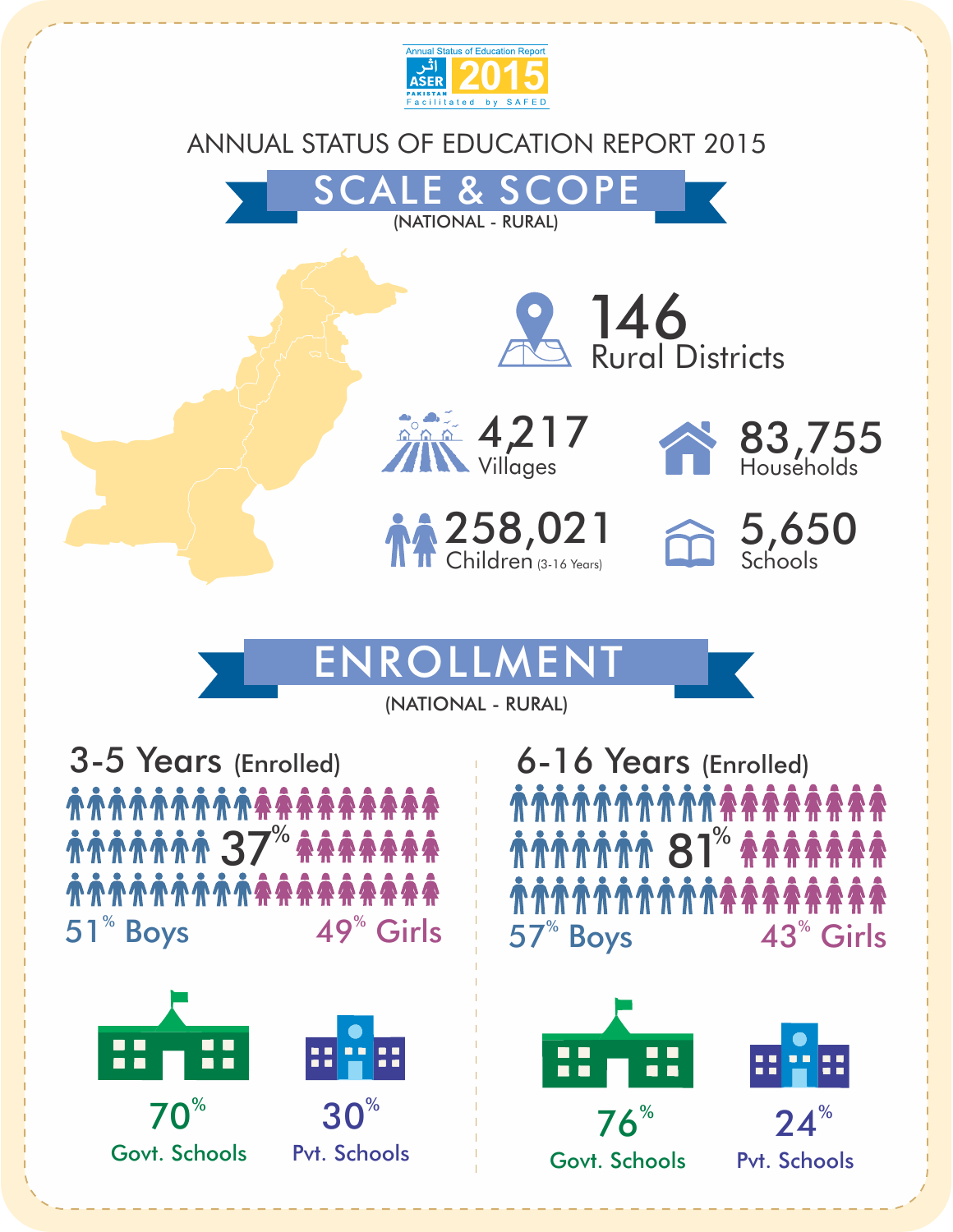Annual Status of Education Report

ASER PAKISTAN 2015

Facilitated by SAFED

# ANNUAL STATUS OF EDUCATION REPORT 2015

## SCALE & SCOPE

(NATIONAL - RURAL)

**146** Rural Districts

**4,217** Villages

**83,755** Households

**258,021** Children (3-16 Years)

**5,650** Schools

## ENROLLMENT

(NATIONAL - RURAL)

### 3-5 Years (Enrolled)

**37%**

51% Boys

49% Girls

70% Govt. Schools

30% Pvt. Schools

### 6-16 Years (Enrolled)

**81%**

57% Boys

43% Girls

76% Govt. Schools

24% Pvt. Schools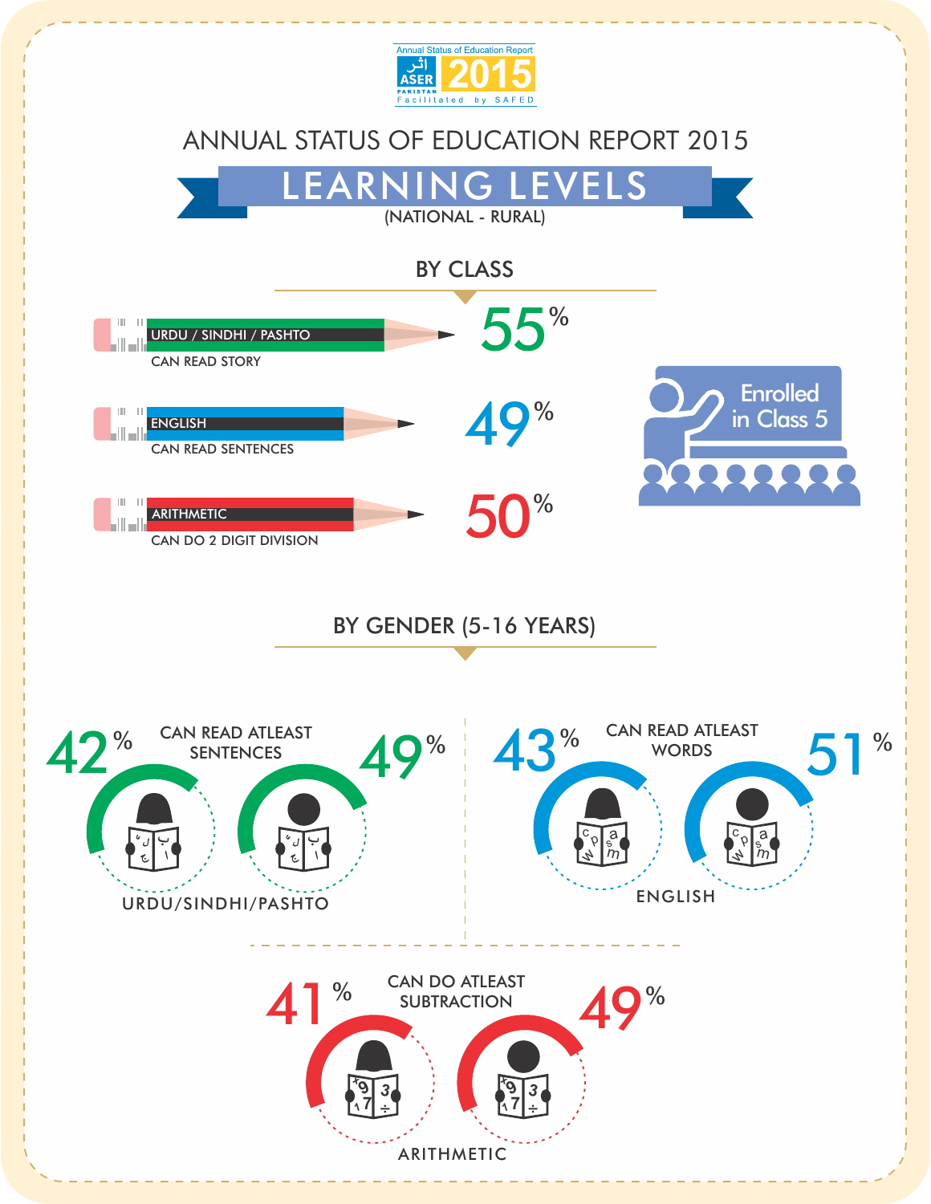Annual Status of Education Report
ASER 2015
PAKISTAN
Facilitated by SAFED

# ANNUAL STATUS OF EDUCATION REPORT 2015

## LEARNING LEVELS

(NATIONAL - RURAL)

### BY CLASS

Enrolled in Class 5

| Subject | Skill | Percentage |
|---|---|---|
| URDU / SINDHI / PASHTO | CAN READ STORY | 55% |
| ENGLISH | CAN READ SENTENCES | 49% |
| ARITHMETIC | CAN DO 2 DIGIT DIVISION | 50% |

### BY GENDER (5-16 YEARS)

**URDU/SINDHI/PASHTO** – CAN READ ATLEAST SENTENCES

- Girls: 42%
- Boys: 49%

**ENGLISH** – CAN READ ATLEAST WORDS

- Girls: 43%
- Boys: 51%

**ARITHMETIC** – CAN DO ATLEAST SUBTRACTION

- Girls: 41%
- Boys: 49%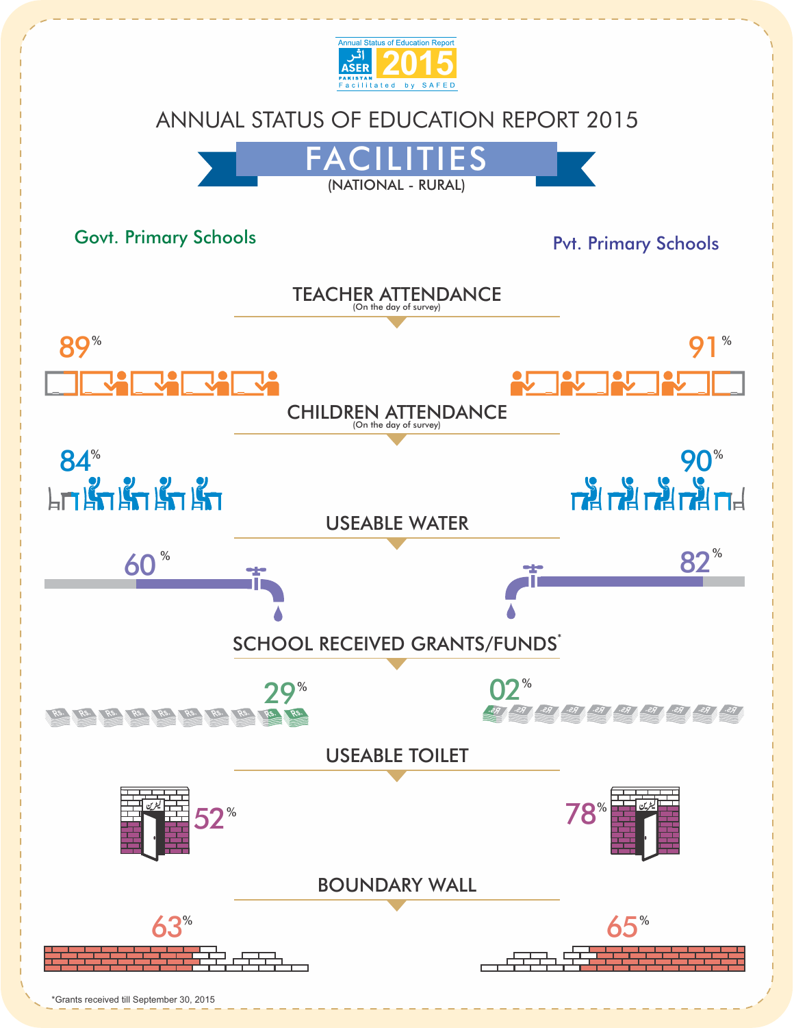Annual Status of Education Report
ASER PAKISTAN 2015
Facilitated by SAFED

# ANNUAL STATUS OF EDUCATION REPORT 2015

## FACILITIES

(NATIONAL - RURAL)

| | Govt. Primary Schools | Pvt. Primary Schools |
|---|---|---|
| TEACHER ATTENDANCE (On the day of survey) | 89% | 91% |
| CHILDREN ATTENDANCE (On the day of survey) | 84% | 90% |
| USEABLE WATER | 60% | 82% |
| SCHOOL RECEIVED GRANTS/FUNDS* | 29% | 02% |
| USEABLE TOILET | 52% | 78% |
| BOUNDARY WALL | 63% | 65% |

*Grants received till September 30, 2015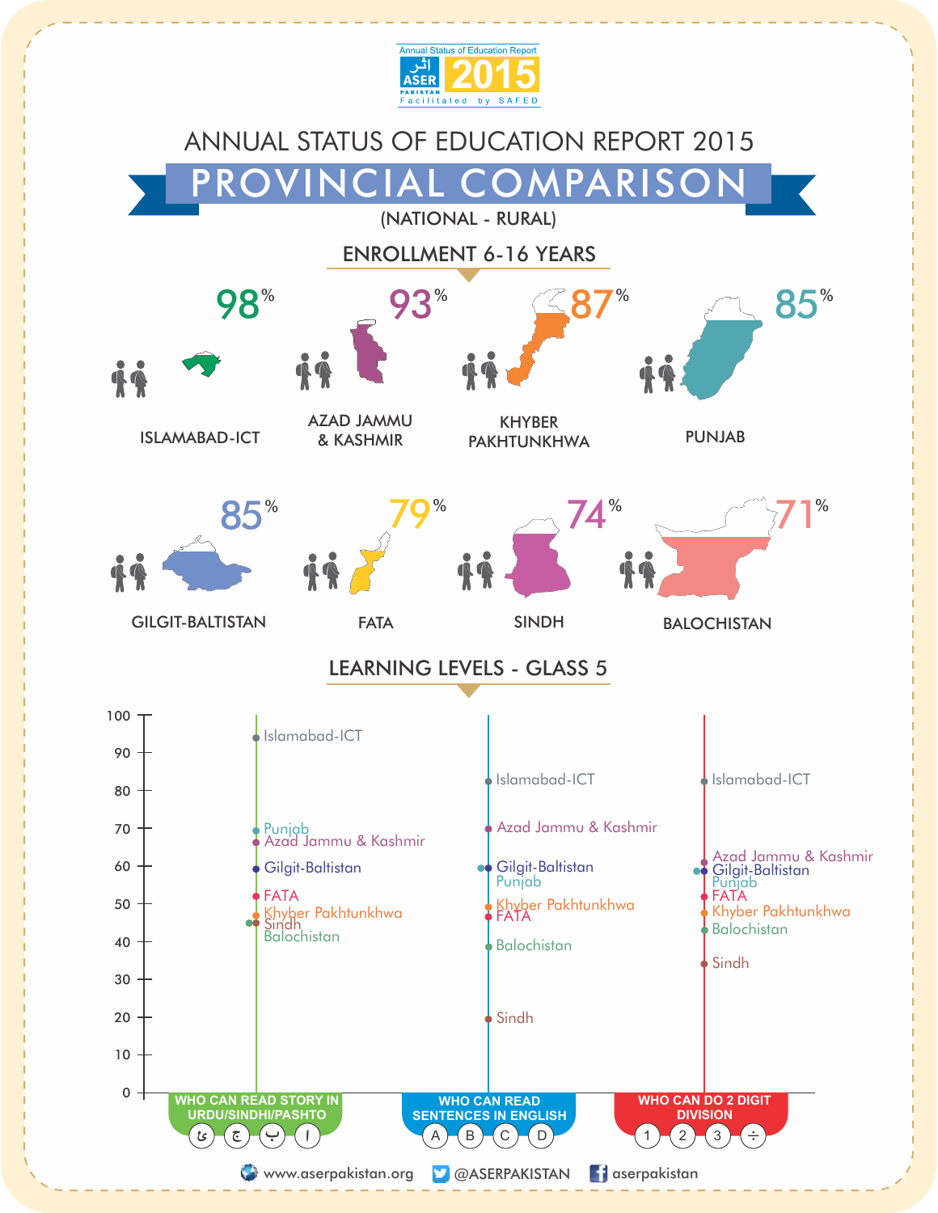Annual Status of Education Report
ASER 2015
PAKISTAN
Facilitated by SAFED

# ANNUAL STATUS OF EDUCATION REPORT 2015

## PROVINCIAL COMPARISON

(NATIONAL - RURAL)

### ENROLLMENT 6-16 YEARS

98%
ISLAMABAD-ICT

93%
AZAD JAMMU & KASHMIR

87%
KHYBER PAKHTUNKHWA

85%
PUNJAB

85%
GILGIT-BALTISTAN

79%
FATA

74%
SINDH

71%
BALOCHISTAN

### LEARNING LEVELS - CLASS 5

100
90
80
70
60
50
40
30
20
10
0

WHO CAN READ STORY IN URDU/SINDHI/PASHTO

ی ج ب ا

Islamabad-ICT
Punjab
Azad Jammu & Kashmir
Gilgit-Baltistan
FATA
Khyber Pakhtunkhwa
Sindh
Balochistan

WHO CAN READ SENTENCES IN ENGLISH

A B C D

Islamabad-ICT
Azad Jammu & Kashmir
Gilgit-Baltistan
Punjab
Khyber Pakhtunkhwa
FATA
Balochistan
Sindh

WHO CAN DO 2 DIGIT DIVISION

1 2 3 ÷

Islamabad-ICT
Azad Jammu & Kashmir
Gilgit-Baltistan
Punjab
FATA
Khyber Pakhtunkhwa
Balochistan
Sindh

www.aserpakistan.org @ASERPAKISTAN aserpakistan